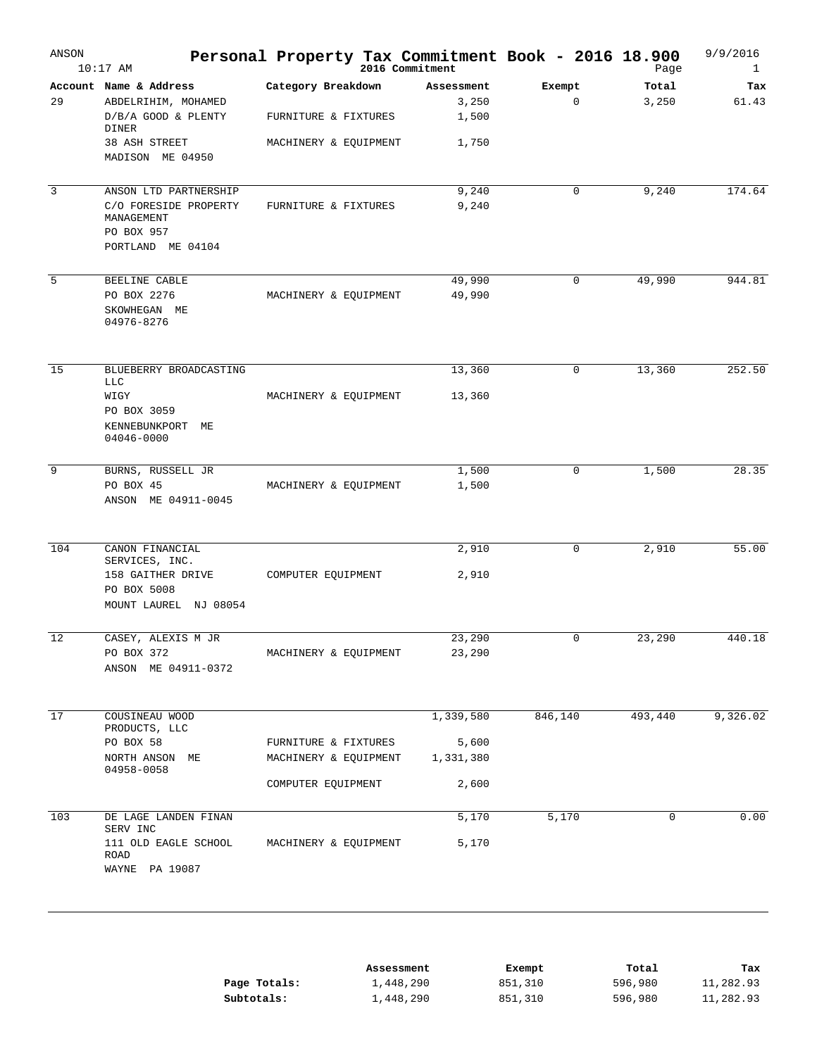# Personal Property Tax Commitment Book - 2016 18.900

ANSON 10:17 AM — 2016 Commitment — 9/9/2016

| Account | Name & Address | Category Breakdown | Assessment | Exempt | Total | Tax |
|---|---|---|---|---|---|---|
| 29 | ABDELRIHIM, MOHAMED | | 3,250 | 0 | 3,250 | 61.43 |
| | D/B/A GOOD & PLENTY DINER | FURNITURE & FIXTURES | 1,500 | | | |
| | 38 ASH STREET | MACHINERY & EQUIPMENT | 1,750 | | | |
| | MADISON ME 04950 | | | | | |
| 3 | ANSON LTD PARTNERSHIP | | 9,240 | 0 | 9,240 | 174.64 |
| | C/O FORESIDE PROPERTY MANAGEMENT | FURNITURE & FIXTURES | 9,240 | | | |
| | PO BOX 957 | | | | | |
| | PORTLAND ME 04104 | | | | | |
| 5 | BEELINE CABLE | | 49,990 | 0 | 49,990 | 944.81 |
| | PO BOX 2276 | MACHINERY & EQUIPMENT | 49,990 | | | |
| | SKOWHEGAN ME 04976-8276 | | | | | |
| 15 | BLUEBERRY BROADCASTING LLC | | 13,360 | 0 | 13,360 | 252.50 |
| | WIGY | MACHINERY & EQUIPMENT | 13,360 | | | |
| | PO BOX 3059 | | | | | |
| | KENNEBUNKPORT ME 04046-0000 | | | | | |
| 9 | BURNS, RUSSELL JR | | 1,500 | 0 | 1,500 | 28.35 |
| | PO BOX 45 | MACHINERY & EQUIPMENT | 1,500 | | | |
| | ANSON ME 04911-0045 | | | | | |
| 104 | CANON FINANCIAL SERVICES, INC. | | 2,910 | 0 | 2,910 | 55.00 |
| | 158 GAITHER DRIVE | COMPUTER EQUIPMENT | 2,910 | | | |
| | PO BOX 5008 | | | | | |
| | MOUNT LAUREL NJ 08054 | | | | | |
| 12 | CASEY, ALEXIS M JR | | 23,290 | 0 | 23,290 | 440.18 |
| | PO BOX 372 | MACHINERY & EQUIPMENT | 23,290 | | | |
| | ANSON ME 04911-0372 | | | | | |
| 17 | COUSINEAU WOOD PRODUCTS, LLC | | 1,339,580 | 846,140 | 493,440 | 9,326.02 |
| | PO BOX 58 | FURNITURE & FIXTURES | 5,600 | | | |
| | NORTH ANSON ME 04958-0058 | MACHINERY & EQUIPMENT | 1,331,380 | | | |
| | | COMPUTER EQUIPMENT | 2,600 | | | |
| 103 | DE LAGE LANDEN FINAN SERV INC | | 5,170 | 5,170 | 0 | 0.00 |
| | 111 OLD EAGLE SCHOOL ROAD | MACHINERY & EQUIPMENT | 5,170 | | | |
| | WAYNE PA 19087 | | | | | |

| | Assessment | Exempt | Total | Tax |
|---|---|---|---|---|
| **Page Totals:** | 1,448,290 | 851,310 | 596,980 | 11,282.93 |
| **Subtotals:** | 1,448,290 | 851,310 | 596,980 | 11,282.93 |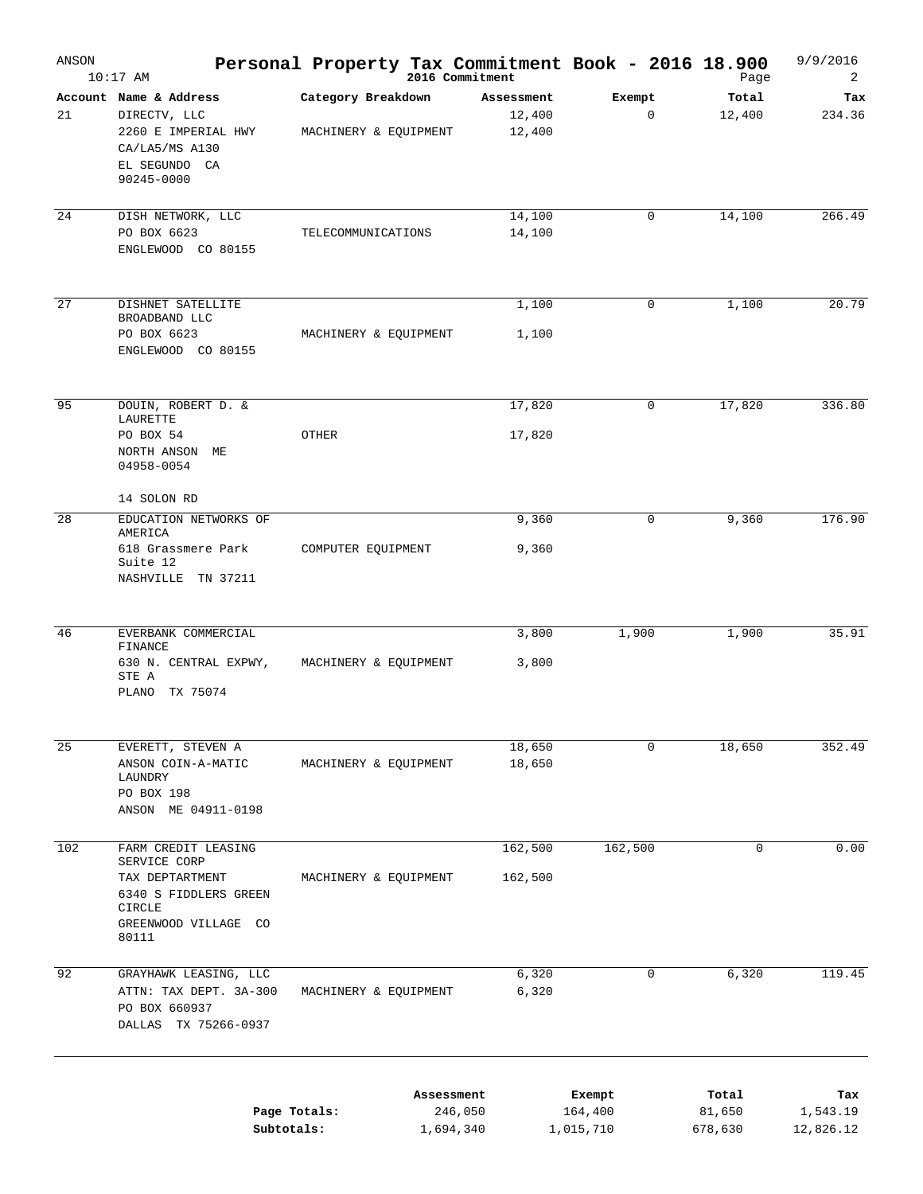# Personal Property Tax Commitment Book - 2016 18.900

ANSON — 2016 Commitment — 9/9/2016 10:17 AM

| Account | Name & Address | Category Breakdown | Assessment | Exempt | Total | Tax |
|---|---|---|---|---|---|---|
| 21 | DIRECTV, LLC<br>2260 E IMPERIAL HWY<br>CA/LA5/MS A130<br>EL SEGUNDO CA<br>90245-0000 | | 12,400 | 0 | 12,400 | 234.36 |
| | | MACHINERY & EQUIPMENT | 12,400 | | | |
| 24 | DISH NETWORK, LLC<br>PO BOX 6623<br>ENGLEWOOD CO 80155 | | 14,100 | 0 | 14,100 | 266.49 |
| | | TELECOMMUNICATIONS | 14,100 | | | |
| 27 | DISHNET SATELLITE BROADBAND LLC<br>PO BOX 6623<br>ENGLEWOOD CO 80155 | | 1,100 | 0 | 1,100 | 20.79 |
| | | MACHINERY & EQUIPMENT | 1,100 | | | |
| 95 | DOUIN, ROBERT D. & LAURETTE<br>PO BOX 54<br>NORTH ANSON ME<br>04958-0054<br>14 SOLON RD | | 17,820 | 0 | 17,820 | 336.80 |
| | | OTHER | 17,820 | | | |
| 28 | EDUCATION NETWORKS OF AMERICA<br>618 Grassmere Park Suite 12<br>NASHVILLE TN 37211 | | 9,360 | 0 | 9,360 | 176.90 |
| | | COMPUTER EQUIPMENT | 9,360 | | | |
| 46 | EVERBANK COMMERCIAL FINANCE<br>630 N. CENTRAL EXPWY, STE A<br>PLANO TX 75074 | | 3,800 | 1,900 | 1,900 | 35.91 |
| | | MACHINERY & EQUIPMENT | 3,800 | | | |
| 25 | EVERETT, STEVEN A<br>ANSON COIN-A-MATIC LAUNDRY<br>PO BOX 198<br>ANSON ME 04911-0198 | | 18,650 | 0 | 18,650 | 352.49 |
| | | MACHINERY & EQUIPMENT | 18,650 | | | |
| 102 | FARM CREDIT LEASING SERVICE CORP<br>TAX DEPTARTMENT<br>6340 S FIDDLERS GREEN CIRCLE<br>GREENWOOD VILLAGE CO<br>80111 | | 162,500 | 162,500 | 0 | 0.00 |
| | | MACHINERY & EQUIPMENT | 162,500 | | | |
| 92 | GRAYHAWK LEASING, LLC<br>ATTN: TAX DEPT. 3A-300<br>PO BOX 660937<br>DALLAS TX 75266-0937 | | 6,320 | 0 | 6,320 | 119.45 |
| | | MACHINERY & EQUIPMENT | 6,320 | | | |

| | Assessment | Exempt | Total | Tax |
|---|---|---|---|---|
| Page Totals: | 246,050 | 164,400 | 81,650 | 1,543.19 |
| Subtotals: | 1,694,340 | 1,015,710 | 678,630 | 12,826.12 |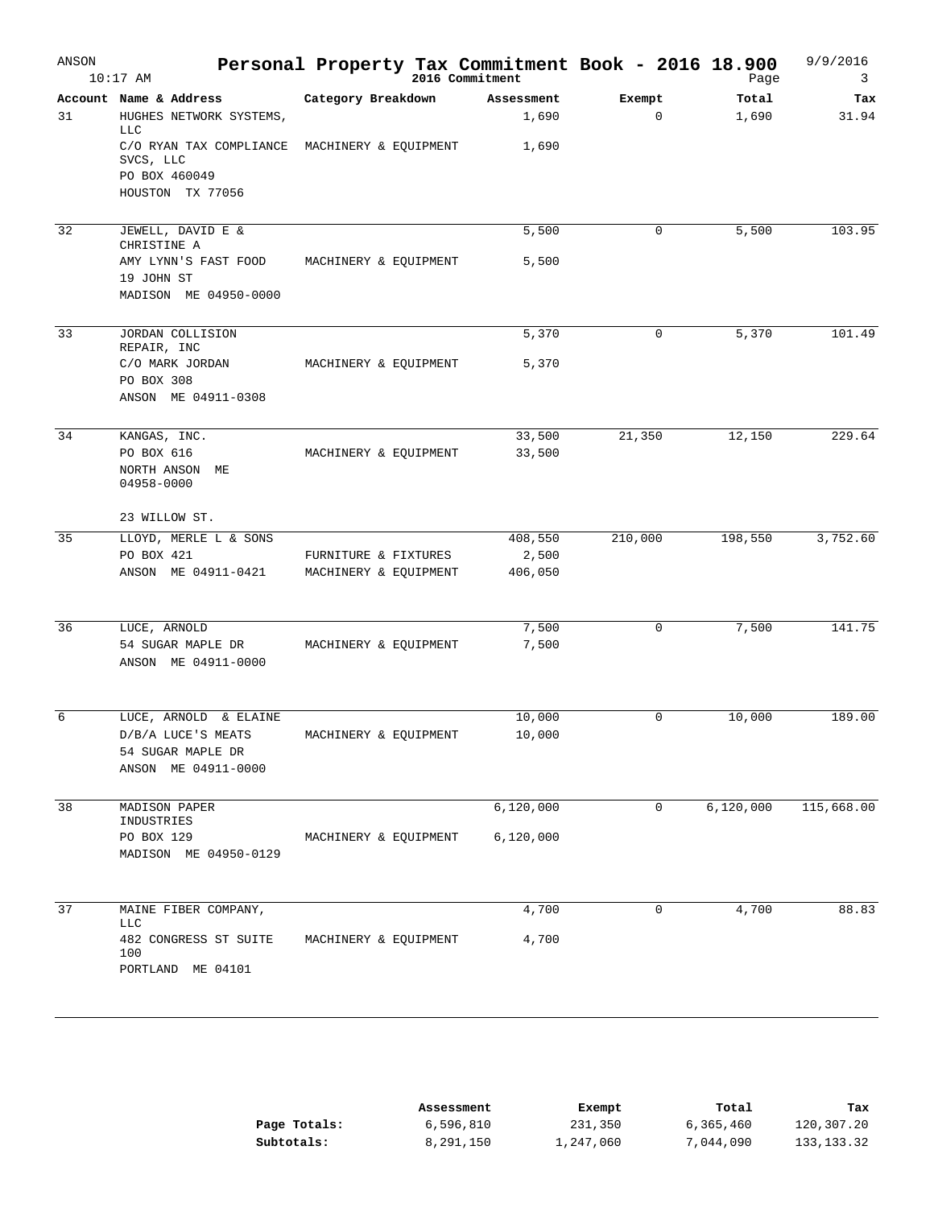# Personal Property Tax Commitment Book - 2016 18.900

2016 Commitment

| Account | Name & Address | Category Breakdown | Assessment | Exempt | Total | Tax |
|---|---|---|---|---|---|---|
| 31 | HUGHES NETWORK SYSTEMS, LLC | | 1,690 | 0 | 1,690 | 31.94 |
| | C/O RYAN TAX COMPLIANCE SVCS, LLC | MACHINERY & EQUIPMENT | 1,690 | | | |
| | PO BOX 460049 | | | | | |
| | HOUSTON TX 77056 | | | | | |
| 32 | JEWELL, DAVID E & CHRISTINE A | | 5,500 | 0 | 5,500 | 103.95 |
| | AMY LYNN'S FAST FOOD | MACHINERY & EQUIPMENT | 5,500 | | | |
| | 19 JOHN ST | | | | | |
| | MADISON ME 04950-0000 | | | | | |
| 33 | JORDAN COLLISION REPAIR, INC | | 5,370 | 0 | 5,370 | 101.49 |
| | C/O MARK JORDAN | MACHINERY & EQUIPMENT | 5,370 | | | |
| | PO BOX 308 | | | | | |
| | ANSON ME 04911-0308 | | | | | |
| 34 | KANGAS, INC. | | 33,500 | 21,350 | 12,150 | 229.64 |
| | PO BOX 616 | MACHINERY & EQUIPMENT | 33,500 | | | |
| | NORTH ANSON ME 04958-0000 | | | | | |
| | 23 WILLOW ST. | | | | | |
| 35 | LLOYD, MERLE L & SONS | | 408,550 | 210,000 | 198,550 | 3,752.60 |
| | PO BOX 421 | FURNITURE & FIXTURES | 2,500 | | | |
| | ANSON ME 04911-0421 | MACHINERY & EQUIPMENT | 406,050 | | | |
| 36 | LUCE, ARNOLD | | 7,500 | 0 | 7,500 | 141.75 |
| | 54 SUGAR MAPLE DR | MACHINERY & EQUIPMENT | 7,500 | | | |
| | ANSON ME 04911-0000 | | | | | |
| 6 | LUCE, ARNOLD & ELAINE | | 10,000 | 0 | 10,000 | 189.00 |
| | D/B/A LUCE'S MEATS | MACHINERY & EQUIPMENT | 10,000 | | | |
| | 54 SUGAR MAPLE DR | | | | | |
| | ANSON ME 04911-0000 | | | | | |
| 38 | MADISON PAPER INDUSTRIES | | 6,120,000 | 0 | 6,120,000 | 115,668.00 |
| | PO BOX 129 | MACHINERY & EQUIPMENT | 6,120,000 | | | |
| | MADISON ME 04950-0129 | | | | | |
| 37 | MAINE FIBER COMPANY, LLC | | 4,700 | 0 | 4,700 | 88.83 |
| | 482 CONGRESS ST SUITE 100 | MACHINERY & EQUIPMENT | 4,700 | | | |
| | PORTLAND ME 04101 | | | | | |

| | Assessment | Exempt | Total | Tax |
|---|---|---|---|---|
| **Page Totals:** | 6,596,810 | 231,350 | 6,365,460 | 120,307.20 |
| **Subtotals:** | 8,291,150 | 1,247,060 | 7,044,090 | 133,133.32 |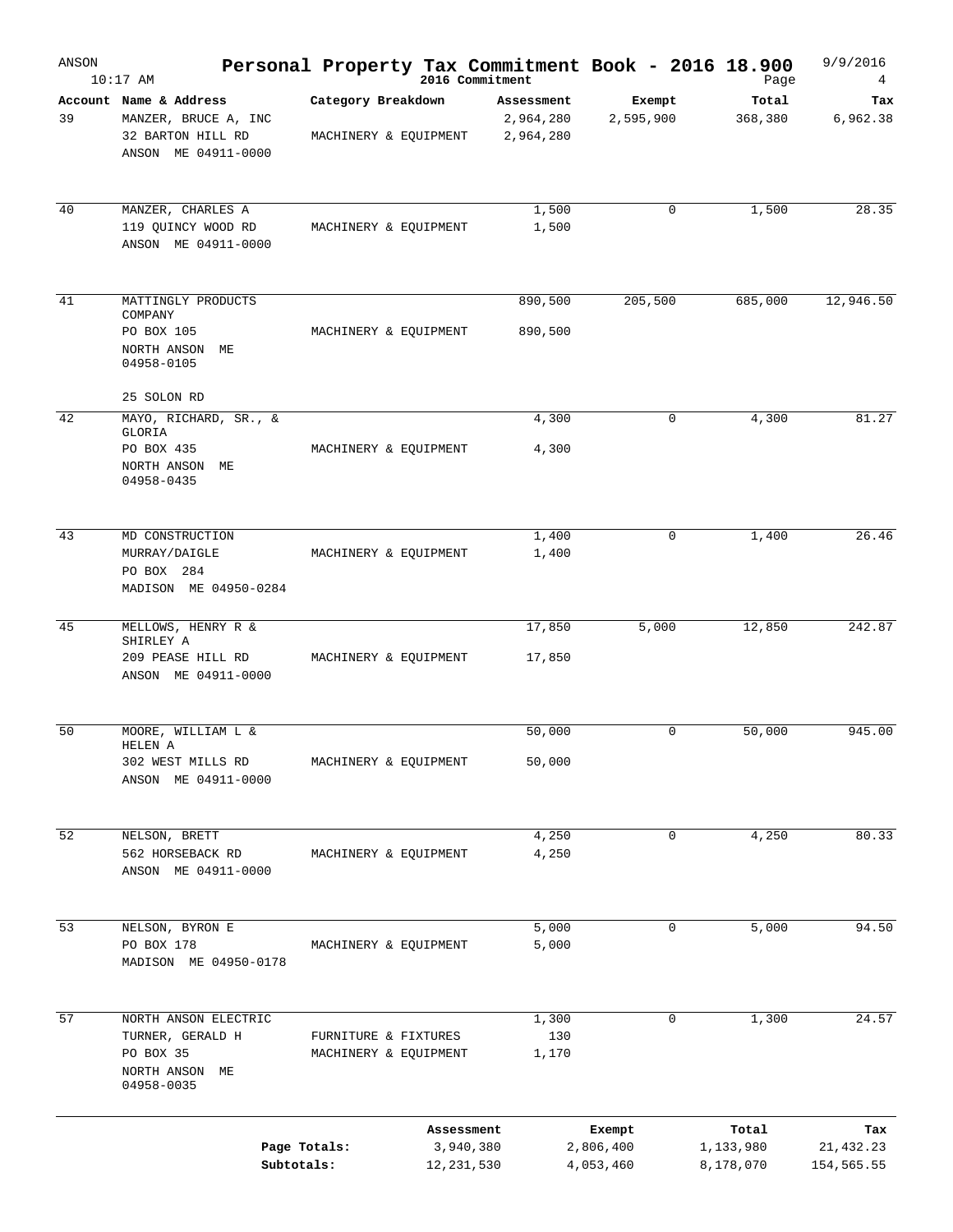# Personal Property Tax Commitment Book - 2016 18.900

ANSON — 10:17 AM — 2016 Commitment — 9/9/2016 — Page 4

| Account | Name & Address | Category Breakdown | Assessment | Exempt | Total | Tax |
|---|---|---|---|---|---|---|
| 39 | MANZER, BRUCE A, INC<br>32 BARTON HILL RD<br>ANSON ME 04911-0000 | MACHINERY & EQUIPMENT | 2,964,280<br>2,964,280 | 2,595,900 | 368,380 | 6,962.38 |
| 40 | MANZER, CHARLES A<br>119 QUINCY WOOD RD<br>ANSON ME 04911-0000 | MACHINERY & EQUIPMENT | 1,500<br>1,500 | 0 | 1,500 | 28.35 |
| 41 | MATTINGLY PRODUCTS COMPANY<br>PO BOX 105<br>NORTH ANSON ME 04958-0105<br><br>25 SOLON RD | MACHINERY & EQUIPMENT | 890,500<br>890,500 | 205,500 | 685,000 | 12,946.50 |
| 42 | MAYO, RICHARD, SR., & GLORIA<br>PO BOX 435<br>NORTH ANSON ME 04958-0435 | MACHINERY & EQUIPMENT | 4,300<br>4,300 | 0 | 4,300 | 81.27 |
| 43 | MD CONSTRUCTION<br>MURRAY/DAIGLE<br>PO BOX 284<br>MADISON ME 04950-0284 | MACHINERY & EQUIPMENT | 1,400<br>1,400 | 0 | 1,400 | 26.46 |
| 45 | MELLOWS, HENRY R & SHIRLEY A<br>209 PEASE HILL RD<br>ANSON ME 04911-0000 | MACHINERY & EQUIPMENT | 17,850<br>17,850 | 5,000 | 12,850 | 242.87 |
| 50 | MOORE, WILLIAM L & HELEN A<br>302 WEST MILLS RD<br>ANSON ME 04911-0000 | MACHINERY & EQUIPMENT | 50,000<br>50,000 | 0 | 50,000 | 945.00 |
| 52 | NELSON, BRETT<br>562 HORSEBACK RD<br>ANSON ME 04911-0000 | MACHINERY & EQUIPMENT | 4,250<br>4,250 | 0 | 4,250 | 80.33 |
| 53 | NELSON, BYRON E<br>PO BOX 178<br>MADISON ME 04950-0178 | MACHINERY & EQUIPMENT | 5,000<br>5,000 | 0 | 5,000 | 94.50 |
| 57 | NORTH ANSON ELECTRIC<br>TURNER, GERALD H<br>PO BOX 35<br>NORTH ANSON ME 04958-0035 | FURNITURE & FIXTURES<br>MACHINERY & EQUIPMENT | 1,300<br>130<br>1,170 | 0 | 1,300 | 24.57 |

| | Assessment | Exempt | Total | Tax |
|---|---|---|---|---|
| Page Totals: | 3,940,380 | 2,806,400 | 1,133,980 | 21,432.23 |
| Subtotals: | 12,231,530 | 4,053,460 | 8,178,070 | 154,565.55 |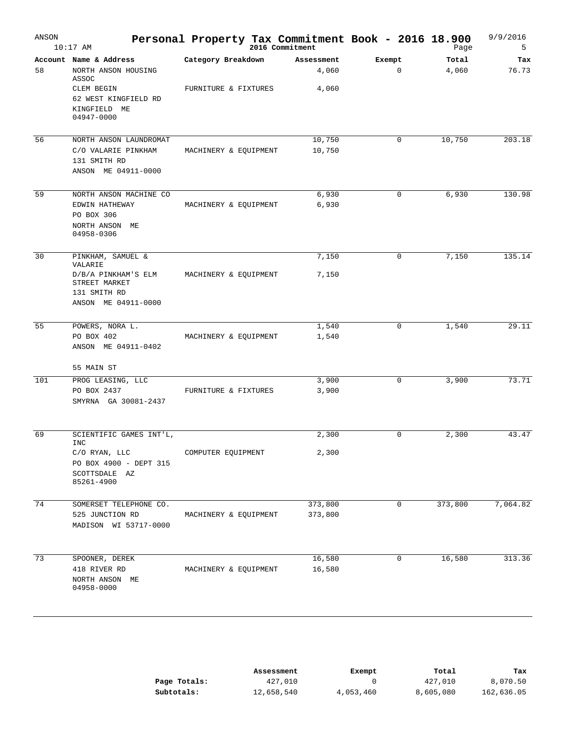# Personal Property Tax Commitment Book - 2016 18.900

ANSON
10:17 AM
2016 Commitment
9/9/2016

| Account | Name & Address | Category Breakdown | Assessment | Exempt | Total | Tax |
|---|---|---|---|---|---|---|
| 58 | NORTH ANSON HOUSING ASSOC | | 4,060 | 0 | 4,060 | 76.73 |
| | CLEM BEGIN | FURNITURE & FIXTURES | 4,060 | | | |
| | 62 WEST KINGFIELD RD | | | | | |
| | KINGFIELD ME 04947-0000 | | | | | |
| 56 | NORTH ANSON LAUNDROMAT | | 10,750 | 0 | 10,750 | 203.18 |
| | C/O VALARIE PINKHAM | MACHINERY & EQUIPMENT | 10,750 | | | |
| | 131 SMITH RD | | | | | |
| | ANSON ME 04911-0000 | | | | | |
| 59 | NORTH ANSON MACHINE CO | | 6,930 | 0 | 6,930 | 130.98 |
| | EDWIN HATHEWAY | MACHINERY & EQUIPMENT | 6,930 | | | |
| | PO BOX 306 | | | | | |
| | NORTH ANSON ME 04958-0306 | | | | | |
| 30 | PINKHAM, SAMUEL & VALARIE | | 7,150 | 0 | 7,150 | 135.14 |
| | D/B/A PINKHAM'S ELM STREET MARKET | MACHINERY & EQUIPMENT | 7,150 | | | |
| | 131 SMITH RD | | | | | |
| | ANSON ME 04911-0000 | | | | | |
| 55 | POWERS, NORA L. | | 1,540 | 0 | 1,540 | 29.11 |
| | PO BOX 402 | MACHINERY & EQUIPMENT | 1,540 | | | |
| | ANSON ME 04911-0402 | | | | | |
| | 55 MAIN ST | | | | | |
| 101 | PROG LEASING, LLC | | 3,900 | 0 | 3,900 | 73.71 |
| | PO BOX 2437 | FURNITURE & FIXTURES | 3,900 | | | |
| | SMYRNA GA 30081-2437 | | | | | |
| 69 | SCIENTIFIC GAMES INT'L, INC | | 2,300 | 0 | 2,300 | 43.47 |
| | C/O RYAN, LLC | COMPUTER EQUIPMENT | 2,300 | | | |
| | PO BOX 4900 - DEPT 315 | | | | | |
| | SCOTTSDALE AZ 85261-4900 | | | | | |
| 74 | SOMERSET TELEPHONE CO. | | 373,800 | 0 | 373,800 | 7,064.82 |
| | 525 JUNCTION RD | MACHINERY & EQUIPMENT | 373,800 | | | |
| | MADISON WI 53717-0000 | | | | | |
| 73 | SPOONER, DEREK | | 16,580 | 0 | 16,580 | 313.36 |
| | 418 RIVER RD | MACHINERY & EQUIPMENT | 16,580 | | | |
| | NORTH ANSON ME 04958-0000 | | | | | |

| | Assessment | Exempt | Total | Tax |
|---|---|---|---|---|
| **Page Totals:** | 427,010 | 0 | 427,010 | 8,070.50 |
| **Subtotals:** | 12,658,540 | 4,053,460 | 8,605,080 | 162,636.05 |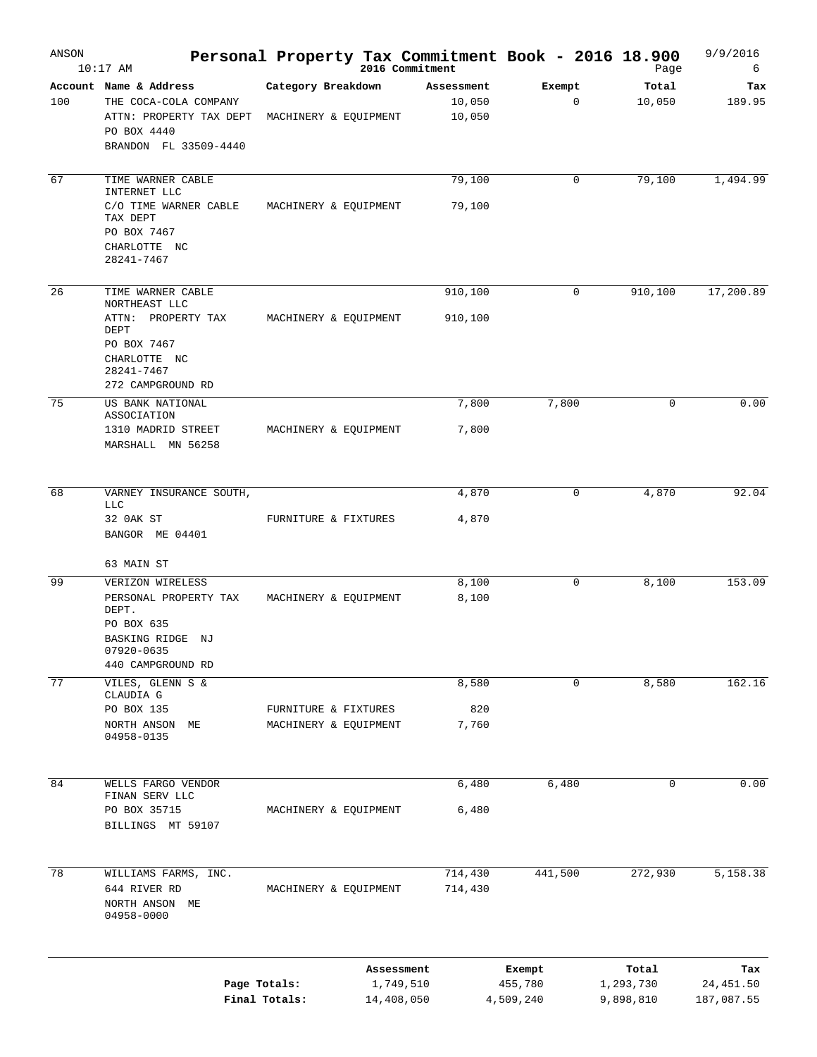# Personal Property Tax Commitment Book - 2016 18.900

ANSON 10:17 AM — 2016 Commitment — 9/9/2016

| Account | Name & Address | Category Breakdown | Assessment | Exempt | Total | Tax |
|---|---|---|---|---|---|---|
| 100 | THE COCA-COLA COMPANY | | 10,050 | 0 | 10,050 | 189.95 |
| | ATTN: PROPERTY TAX DEPT | MACHINERY & EQUIPMENT | 10,050 | | | |
| | PO BOX 4440 | | | | | |
| | BRANDON FL 33509-4440 | | | | | |
| 67 | TIME WARNER CABLE INTERNET LLC | | 79,100 | 0 | 79,100 | 1,494.99 |
| | C/O TIME WARNER CABLE TAX DEPT | MACHINERY & EQUIPMENT | 79,100 | | | |
| | PO BOX 7467 | | | | | |
| | CHARLOTTE NC 28241-7467 | | | | | |
| 26 | TIME WARNER CABLE NORTHEAST LLC | | 910,100 | 0 | 910,100 | 17,200.89 |
| | ATTN: PROPERTY TAX DEPT | MACHINERY & EQUIPMENT | 910,100 | | | |
| | PO BOX 7467 | | | | | |
| | CHARLOTTE NC 28241-7467 | | | | | |
| | 272 CAMPGROUND RD | | | | | |
| 75 | US BANK NATIONAL ASSOCIATION | | 7,800 | 7,800 | 0 | 0.00 |
| | 1310 MADRID STREET | MACHINERY & EQUIPMENT | 7,800 | | | |
| | MARSHALL MN 56258 | | | | | |
| 68 | VARNEY INSURANCE SOUTH, LLC | | 4,870 | 0 | 4,870 | 92.04 |
| | 32 OAK ST | FURNITURE & FIXTURES | 4,870 | | | |
| | BANGOR ME 04401 | | | | | |
| | 63 MAIN ST | | | | | |
| 99 | VERIZON WIRELESS | | 8,100 | 0 | 8,100 | 153.09 |
| | PERSONAL PROPERTY TAX DEPT. | MACHINERY & EQUIPMENT | 8,100 | | | |
| | PO BOX 635 | | | | | |
| | BASKING RIDGE NJ 07920-0635 | | | | | |
| | 440 CAMPGROUND RD | | | | | |
| 77 | VILES, GLENN S & CLAUDIA G | | 8,580 | 0 | 8,580 | 162.16 |
| | PO BOX 135 | FURNITURE & FIXTURES | 820 | | | |
| | NORTH ANSON ME 04958-0135 | MACHINERY & EQUIPMENT | 7,760 | | | |
| 84 | WELLS FARGO VENDOR FINAN SERV LLC | | 6,480 | 6,480 | 0 | 0.00 |
| | PO BOX 35715 | MACHINERY & EQUIPMENT | 6,480 | | | |
| | BILLINGS MT 59107 | | | | | |
| 78 | WILLIAMS FARMS, INC. | | 714,430 | 441,500 | 272,930 | 5,158.38 |
| | 644 RIVER RD | MACHINERY & EQUIPMENT | 714,430 | | | |
| | NORTH ANSON ME 04958-0000 | | | | | |

| | Assessment | Exempt | Total | Tax |
|---|---|---|---|---|
| Page Totals: | 1,749,510 | 455,780 | 1,293,730 | 24,451.50 |
| Final Totals: | 14,408,050 | 4,509,240 | 9,898,810 | 187,087.55 |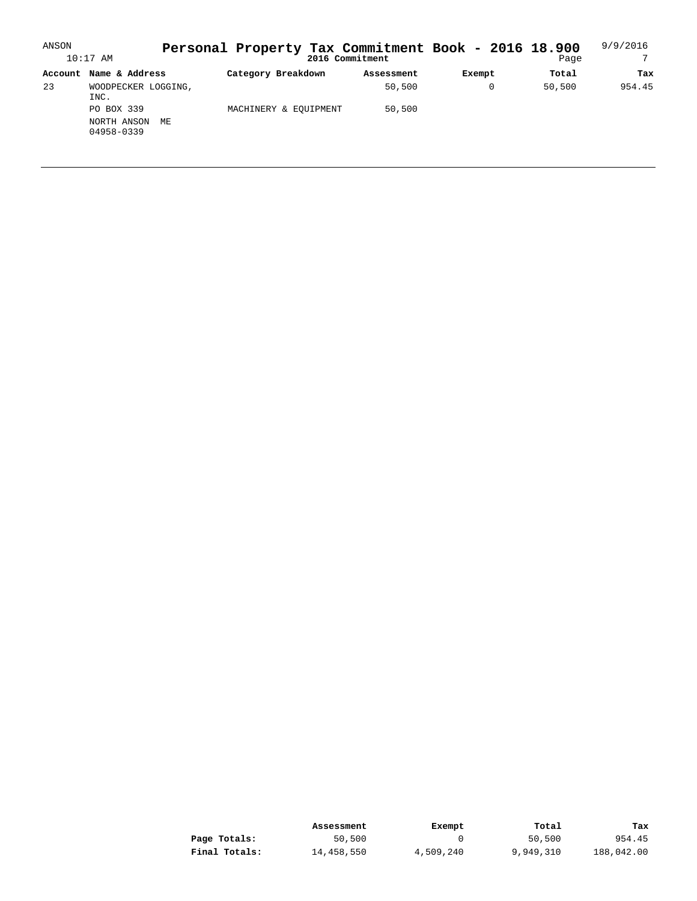# Personal Property Tax Commitment Book - 2016 18.900

**2016 Commitment**

ANSON
10:17 AM
9/9/2016

| Account | Name & Address | Category Breakdown | Assessment | Exempt | Total | Tax |
|---|---|---|---|---|---|---|
| 23 | WOODPECKER LOGGING, INC. | | 50,500 | 0 | 50,500 | 954.45 |
| | PO BOX 339 | MACHINERY & EQUIPMENT | 50,500 | | | |
| | NORTH ANSON ME 04958-0339 | | | | | |

| | Assessment | Exempt | Total | Tax |
|---|---|---|---|---|
| **Page Totals:** | 50,500 | 0 | 50,500 | 954.45 |
| **Final Totals:** | 14,458,550 | 4,509,240 | 9,949,310 | 188,042.00 |